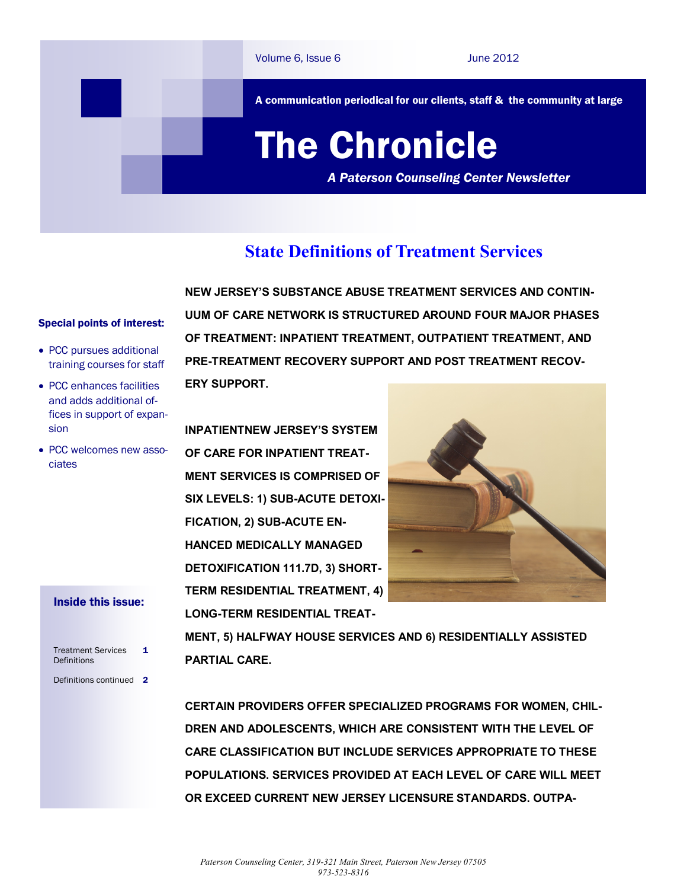# The Chronicle

*A Paterson Counseling Center Newsletter*

A communication periodical for our clients, staff & the community at large

Volume 6, Issue 6 — June 2012

**Special points of interest:**

- PCC pursues additional training courses for staff
- PCC enhances facilities and adds additional offices in support of expansion
- PCC welcomes new associates

**Inside this issue:**

| | |
|---|---|
| Treatment Services Definitions | 1 |
| Definitions continued | 2 |

## State Definitions of Treatment Services

**NEW JERSEY'S SUBSTANCE ABUSE TREATMENT SERVICES AND CONTINUUM OF CARE NETWORK IS STRUCTURED AROUND FOUR MAJOR PHASES OF TREATMENT: INPATIENT TREATMENT, OUTPATIENT TREATMENT, AND PRE-TREATMENT RECOVERY SUPPORT AND POST TREATMENT RECOVERY SUPPORT.**

**INPATIENTNEW JERSEY'S SYSTEM OF CARE FOR INPATIENT TREATMENT SERVICES IS COMPRISED OF SIX LEVELS: 1) SUB-ACUTE DETOXIFICATION, 2) SUB-ACUTE ENHANCED MEDICALLY MANAGED DETOXIFICATION 111.7D, 3) SHORT-TERM RESIDENTIAL TREATMENT, 4) LONG-TERM RESIDENTIAL TREATMENT, 5) HALFWAY HOUSE SERVICES AND 6) RESIDENTIALLY ASSISTED PARTIAL CARE.**

**CERTAIN PROVIDERS OFFER SPECIALIZED PROGRAMS FOR WOMEN, CHILDREN AND ADOLESCENTS, WHICH ARE CONSISTENT WITH THE LEVEL OF CARE CLASSIFICATION BUT INCLUDE SERVICES APPROPRIATE TO THESE POPULATIONS. SERVICES PROVIDED AT EACH LEVEL OF CARE WILL MEET OR EXCEED CURRENT NEW JERSEY LICENSURE STANDARDS. OUTPA-**

*Paterson Counseling Center, 319-321 Main Street, Paterson New Jersey 07505*
*973-523-8316*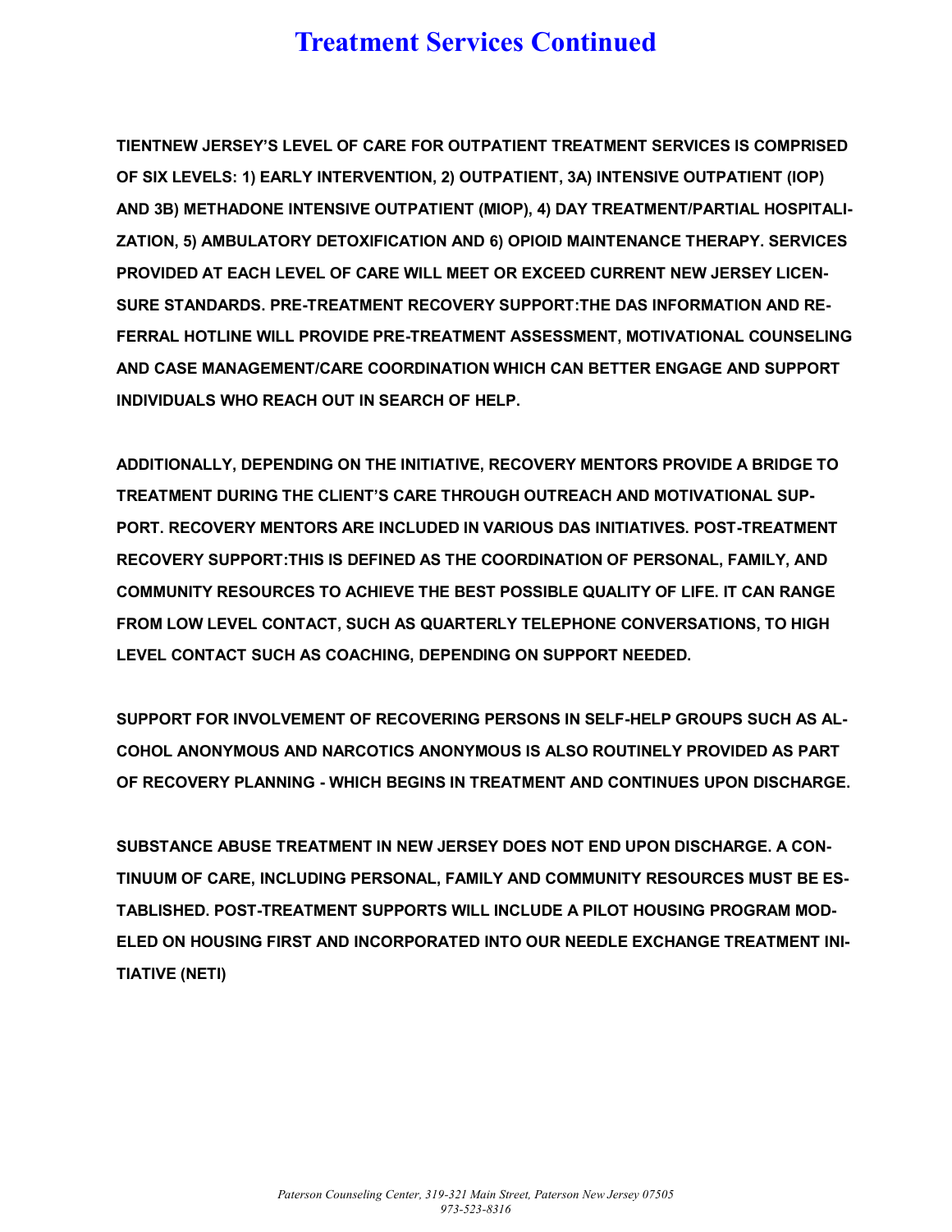# Treatment Services Continued

**TIENTNEW JERSEY'S LEVEL OF CARE FOR OUTPATIENT TREATMENT SERVICES IS COMPRISED OF SIX LEVELS: 1) EARLY INTERVENTION, 2) OUTPATIENT, 3A) INTENSIVE OUTPATIENT (IOP) AND 3B) METHADONE INTENSIVE OUTPATIENT (MIOP), 4) DAY TREATMENT/PARTIAL HOSPITALIZATION, 5) AMBULATORY DETOXIFICATION AND 6) OPIOID MAINTENANCE THERAPY. SERVICES PROVIDED AT EACH LEVEL OF CARE WILL MEET OR EXCEED CURRENT NEW JERSEY LICENSURE STANDARDS. PRE-TREATMENT RECOVERY SUPPORT:THE DAS INFORMATION AND REFERRAL HOTLINE WILL PROVIDE PRE-TREATMENT ASSESSMENT, MOTIVATIONAL COUNSELING AND CASE MANAGEMENT/CARE COORDINATION WHICH CAN BETTER ENGAGE AND SUPPORT INDIVIDUALS WHO REACH OUT IN SEARCH OF HELP.**

**ADDITIONALLY, DEPENDING ON THE INITIATIVE, RECOVERY MENTORS PROVIDE A BRIDGE TO TREATMENT DURING THE CLIENT'S CARE THROUGH OUTREACH AND MOTIVATIONAL SUPPORT. RECOVERY MENTORS ARE INCLUDED IN VARIOUS DAS INITIATIVES. POST-TREATMENT RECOVERY SUPPORT:THIS IS DEFINED AS THE COORDINATION OF PERSONAL, FAMILY, AND COMMUNITY RESOURCES TO ACHIEVE THE BEST POSSIBLE QUALITY OF LIFE. IT CAN RANGE FROM LOW LEVEL CONTACT, SUCH AS QUARTERLY TELEPHONE CONVERSATIONS, TO HIGH LEVEL CONTACT SUCH AS COACHING, DEPENDING ON SUPPORT NEEDED.**

**SUPPORT FOR INVOLVEMENT OF RECOVERING PERSONS IN SELF-HELP GROUPS SUCH AS ALCOHOL ANONYMOUS AND NARCOTICS ANONYMOUS IS ALSO ROUTINELY PROVIDED AS PART OF RECOVERY PLANNING - WHICH BEGINS IN TREATMENT AND CONTINUES UPON DISCHARGE.**

**SUBSTANCE ABUSE TREATMENT IN NEW JERSEY DOES NOT END UPON DISCHARGE. A CONTINUUM OF CARE, INCLUDING PERSONAL, FAMILY AND COMMUNITY RESOURCES MUST BE ESTABLISHED. POST-TREATMENT SUPPORTS WILL INCLUDE A PILOT HOUSING PROGRAM MODELED ON HOUSING FIRST AND INCORPORATED INTO OUR NEEDLE EXCHANGE TREATMENT INITIATIVE (NETI)**